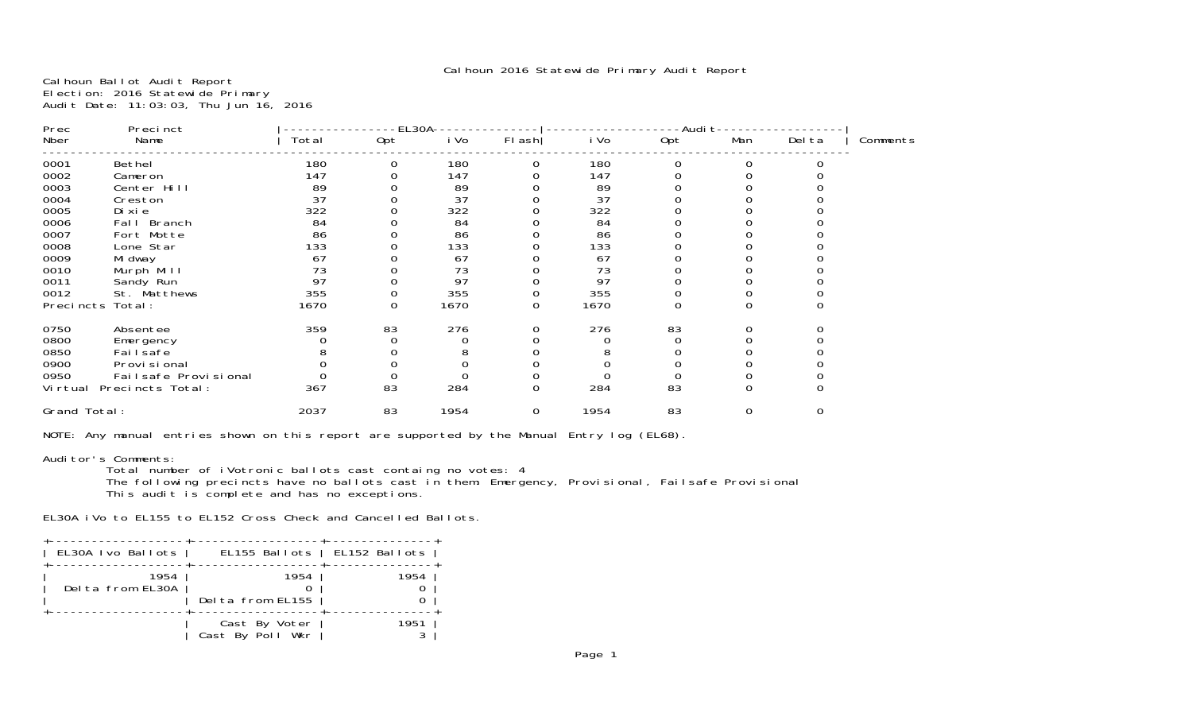# Calhoun 2016 Statewide Primary Audit Report

Calhoun Ballot Audit Report
Election: 2016 Statewide Primary
Audit Date: 11:03:03, Thu Jun 16, 2016

| Prec Nber | Precinct Name | EL30A Total | EL30A Opt | EL30A iVo | EL30A Flash | Audit iVo | Audit Opt | Audit Man | Audit Delta | Comments |
|---|---|---|---|---|---|---|---|---|---|---|
| 0001 | Bethel | 180 | 0 | 180 | 0 | 180 | 0 | 0 | 0 | |
| 0002 | Cameron | 147 | 0 | 147 | 0 | 147 | 0 | 0 | 0 | |
| 0003 | Center Hill | 89 | 0 | 89 | 0 | 89 | 0 | 0 | 0 | |
| 0004 | Creston | 37 | 0 | 37 | 0 | 37 | 0 | 0 | 0 | |
| 0005 | Dixie | 322 | 0 | 322 | 0 | 322 | 0 | 0 | 0 | |
| 0006 | Fall Branch | 84 | 0 | 84 | 0 | 84 | 0 | 0 | 0 | |
| 0007 | Fort Motte | 86 | 0 | 86 | 0 | 86 | 0 | 0 | 0 | |
| 0008 | Lone Star | 133 | 0 | 133 | 0 | 133 | 0 | 0 | 0 | |
| 0009 | Midway | 67 | 0 | 67 | 0 | 67 | 0 | 0 | 0 | |
| 0010 | Murph Mill | 73 | 0 | 73 | 0 | 73 | 0 | 0 | 0 | |
| 0011 | Sandy Run | 97 | 0 | 97 | 0 | 97 | 0 | 0 | 0 | |
| 0012 | St. Matthews | 355 | 0 | 355 | 0 | 355 | 0 | 0 | 0 | |
| Precincts Total: | | 1670 | 0 | 1670 | 0 | 1670 | 0 | 0 | 0 | |
| 0750 | Absentee | 359 | 83 | 276 | 0 | 276 | 83 | 0 | 0 | |
| 0800 | Emergency | 0 | 0 | 0 | 0 | 0 | 0 | 0 | 0 | |
| 0850 | Failsafe | 8 | 0 | 8 | 0 | 8 | 0 | 0 | 0 | |
| 0900 | Provisional | 0 | 0 | 0 | 0 | 0 | 0 | 0 | 0 | |
| 0950 | Failsafe Provisional | 0 | 0 | 0 | 0 | 0 | 0 | 0 | 0 | |
| Virtual Precincts Total: | | 367 | 83 | 284 | 0 | 284 | 83 | 0 | 0 | |
| Grand Total: | | 2037 | 83 | 1954 | 0 | 1954 | 83 | 0 | 0 | |

NOTE: Any manual entries shown on this report are supported by the Manual Entry log (EL68).

Auditor's Comments:

Total number of iVotronic ballots cast containg no votes: 4
The following precincts have no ballots cast in them: Emergency, Provisional, Failsafe Provisional
This audit is complete and has no exceptions.

EL30A iVo to EL155 to EL152 Cross Check and Cancelled Ballots.

| EL30A Ivo Ballots | EL155 Ballots | EL152 Ballots |
|---|---|---|
| 1954 | 1954 | 1954 |
| Delta from EL30A | 0 | 0 |
| | Delta from EL155 | 0 |
| | Cast By Voter | 1951 |
| | Cast By Poll Wkr | 3 |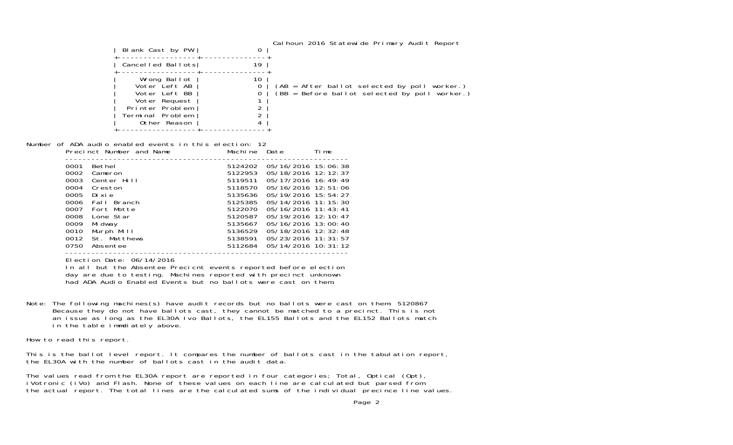Calhoun 2016 Statewide Primary Audit Report

| Blank Cast by PW | 0 |
|---|---|
| Cancelled Ballots | 19 |
| Wrong Ballot | 10 |
| Voter Left AB | 0 |
| Voter Left BB | 0 |
| Voter Request | 1 |
| Printer Problem | 2 |
| Terminal Problem | 2 |
| Other Reason | 4 |

(AB = After ballot selected by poll worker.)
(BB = Before ballot selected by poll worker.)

Number of ADA audio enabled events in this election: 12

| Precinct Number and Name | Machine | Date | Time |
|---|---|---|---|
| 0001 Bethel | 5124202 | 05/16/2016 | 15:06:38 |
| 0002 Cameron | 5122953 | 05/18/2016 | 12:12:37 |
| 0003 Center Hill | 5119511 | 05/17/2016 | 16:49:49 |
| 0004 Creston | 5118570 | 05/16/2016 | 12:51:06 |
| 0005 Dixie | 5135636 | 05/19/2016 | 15:54:27 |
| 0006 Fall Branch | 5125385 | 05/14/2016 | 11:15:30 |
| 0007 Fort Motte | 5122070 | 05/16/2016 | 11:43:41 |
| 0008 Lone Star | 5120587 | 05/19/2016 | 12:10:47 |
| 0009 Midway | 5135667 | 05/16/2016 | 13:00:40 |
| 0010 Murph Mill | 5136529 | 05/18/2016 | 12:32:48 |
| 0012 St. Matthews | 5138591 | 05/23/2016 | 11:31:57 |
| 0750 Absentee | 5112684 | 05/14/2016 | 10:31:12 |

Election Date: 06/14/2016
In all but the Absentee Precicnt events reported before election day are due to testing. Machines reported with precinct unknown had ADA Audio Enabled Events but no ballots were cast on them.

Note: The following machines(s) have audit records but no ballots were cast on them: 5120867
Because they do not have ballots cast, they cannot be matched to a precinct. This is not an issue as long as the EL30A Ivo Ballots, the EL155 Ballots and the EL152 Ballots match in the table immdiately above.

How to read this report.

This is the ballot level report. It compares the number of ballots cast in the tabulation report, the EL30A with the number of ballots cast in the audit data.

The values read from the EL30A report are reported in four categories; Total, Optical (Opt), iVotronic (iVo) and Flash. None of these values on each line are calculated but parsed from the actual report. The total lines are the calculated sums of the individual precince line values.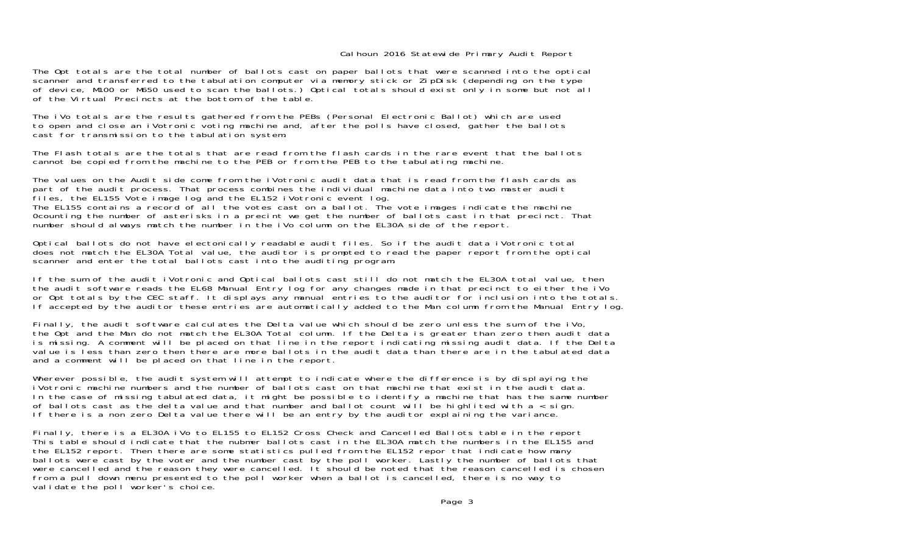# Calhoun 2016 Statewide Primary Audit Report

The Opt totals are the total number of ballots cast on paper ballots that were scanned into the optical scanner and transferred to the tabulation computer via memory stick or ZipDisk (depending on the type of device, M100 or M650 used to scan the ballots.) Optical totals should exist only in some but not all of the Virtual Precincts at the bottom of the table.

The iVo totals are the results gathered from the PEBs (Personal Electronic Ballot) which are used to open and close an iVotronic voting machine and, after the polls have closed, gather the ballots cast for transmission to the tabulation system.

The Flash totals are the totals that are read from the flash cards in the rare event that the ballots cannot be copied from the machine to the PEB or from the PEB to the tabulating machine.

The values on the Audit side come from the iVotronic audit data that is read from the flash cards as part of the audit process. That process combines the individual machine data into two master audit files, the EL155 Vote image log and the EL152 iVotronic event log.
The EL155 contains a record of all the votes cast on a ballot. The vote images indicate the machine 0counting the number of asterisks in a precint we get the number of ballots cast in that precinct. That number should always match the number in the iVo column on the EL30A side of the report.

Optical ballots do not have electonically readable audit files. So if the audit data iVotronic total does not match the EL30A Total value, the auditor is prompted to read the paper report from the optical scanner and enter the total ballots cast into the auditing program.

If the sum of the audit iVotronic and Optical ballots cast still do not match the EL30A total value, then the audit software reads the EL68 Manual Entry log for any changes made in that precinct to either the iVo or Opt totals by the CEC staff. It displays any manual entries to the auditor for inclusion into the totals. If accepted by the auditor these entries are automatically added to the Man column from the Manual Entry log.

Finally, the audit software calculates the Delta value which should be zero unless the sum of the iVo, the Opt and the Man do not match the EL30A Total column. If the Delta is greater than zero then audit data is missing. A comment will be placed on that line in the report indicating missing audit data. If the Delta value is less than zero then there are more ballots in the audit data than there are in the tabulated data and a comment will be placed on that line in the report.

Wherever possible, the audit system will attempt to indicate where the difference is by displaying the iVotronic machine numbers and the number of ballots cast on that machine that exist in the audit data. In the case of missing tabulated data, it might be possible to identify a machine that has the same number of ballots cast as the delta value and that number and ballot count will be highlited with a < sign. If there is a non zero Delta value there will be an entry by the auditor explaining the variance.

Finally, there is a EL30A iVo to EL155 to EL152 Cross Check and Cancelled Ballots table in the report This table should indicate that the nubmer ballots cast in the EL30A match the numbers in the EL155 and the EL152 report. Then there are some statistics pulled from the EL152 repor that indicate how many ballots were cast by the voter and the number cast by the poll worker. Lastly the number of ballots that were cancelled and the reason they were cancelled. It should be noted that the reason cancelled is chosen from a pull down menu presented to the poll worker when a ballot is cancelled, there is no way to validate the poll worker's choice.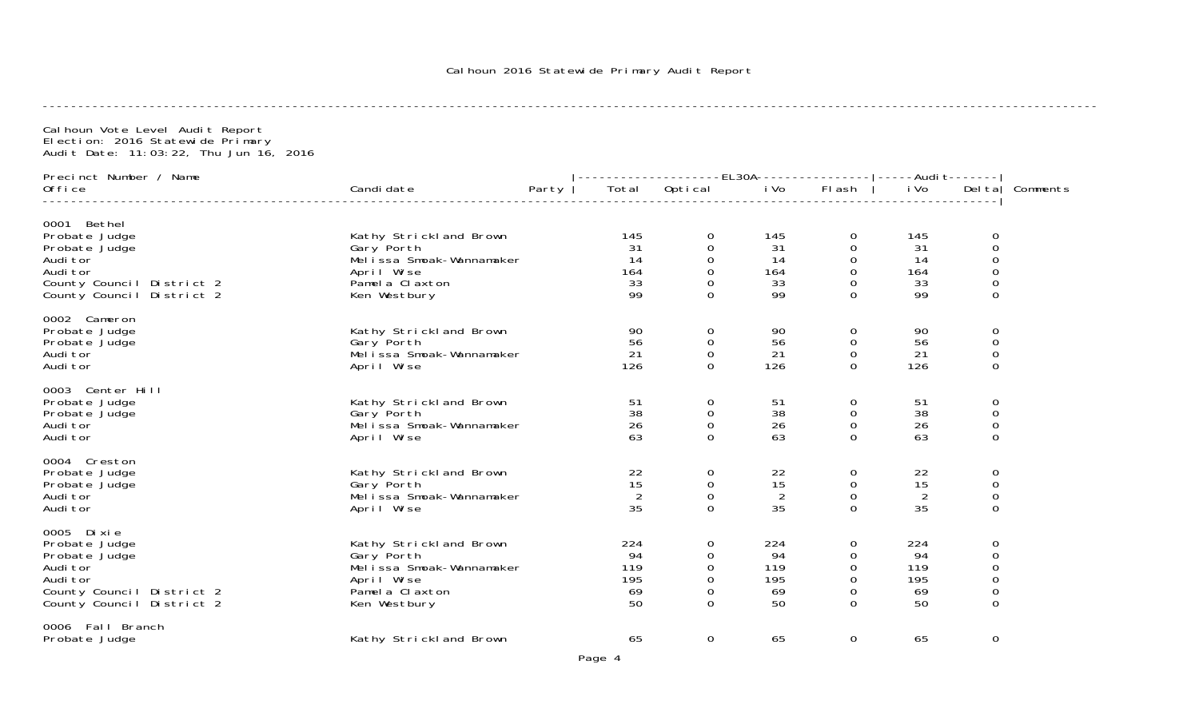Calhoun 2016 Statewide Primary Audit Report

Calhoun Vote Level Audit Report
Election: 2016 Statewide Primary
Audit Date: 11:03:22, Thu Jun 16, 2016

| Precinct Number / Name<br>Office | Candidate | Party | EL30A Total | EL30A Optical | EL30A iVo | EL30A Flash | Audit iVo | Audit Delta | Comments |
|---|---|---|---|---|---|---|---|---|---|
| **0001 Bethel** | | | | | | | | | |
| Probate Judge | Kathy Strickland Brown | | 145 | 0 | 145 | 0 | 145 | 0 | |
| Probate Judge | Gary Porth | | 31 | 0 | 31 | 0 | 31 | 0 | |
| Auditor | Melissa Smoak-Wannamaker | | 14 | 0 | 14 | 0 | 14 | 0 | |
| Auditor | April Wise | | 164 | 0 | 164 | 0 | 164 | 0 | |
| County Council District 2 | Pamela Claxton | | 33 | 0 | 33 | 0 | 33 | 0 | |
| County Council District 2 | Ken Westbury | | 99 | 0 | 99 | 0 | 99 | 0 | |
| **0002 Cameron** | | | | | | | | | |
| Probate Judge | Kathy Strickland Brown | | 90 | 0 | 90 | 0 | 90 | 0 | |
| Probate Judge | Gary Porth | | 56 | 0 | 56 | 0 | 56 | 0 | |
| Auditor | Melissa Smoak-Wannamaker | | 21 | 0 | 21 | 0 | 21 | 0 | |
| Auditor | April Wise | | 126 | 0 | 126 | 0 | 126 | 0 | |
| **0003 Center Hill** | | | | | | | | | |
| Probate Judge | Kathy Strickland Brown | | 51 | 0 | 51 | 0 | 51 | 0 | |
| Probate Judge | Gary Porth | | 38 | 0 | 38 | 0 | 38 | 0 | |
| Auditor | Melissa Smoak-Wannamaker | | 26 | 0 | 26 | 0 | 26 | 0 | |
| Auditor | April Wise | | 63 | 0 | 63 | 0 | 63 | 0 | |
| **0004 Creston** | | | | | | | | | |
| Probate Judge | Kathy Strickland Brown | | 22 | 0 | 22 | 0 | 22 | 0 | |
| Probate Judge | Gary Porth | | 15 | 0 | 15 | 0 | 15 | 0 | |
| Auditor | Melissa Smoak-Wannamaker | | 2 | 0 | 2 | 0 | 2 | 0 | |
| Auditor | April Wise | | 35 | 0 | 35 | 0 | 35 | 0 | |
| **0005 Dixie** | | | | | | | | | |
| Probate Judge | Kathy Strickland Brown | | 224 | 0 | 224 | 0 | 224 | 0 | |
| Probate Judge | Gary Porth | | 94 | 0 | 94 | 0 | 94 | 0 | |
| Auditor | Melissa Smoak-Wannamaker | | 119 | 0 | 119 | 0 | 119 | 0 | |
| Auditor | April Wise | | 195 | 0 | 195 | 0 | 195 | 0 | |
| County Council District 2 | Pamela Claxton | | 69 | 0 | 69 | 0 | 69 | 0 | |
| County Council District 2 | Ken Westbury | | 50 | 0 | 50 | 0 | 50 | 0 | |
| **0006 Fall Branch** | | | | | | | | | |
| Probate Judge | Kathy Strickland Brown | | 65 | 0 | 65 | 0 | 65 | 0 | |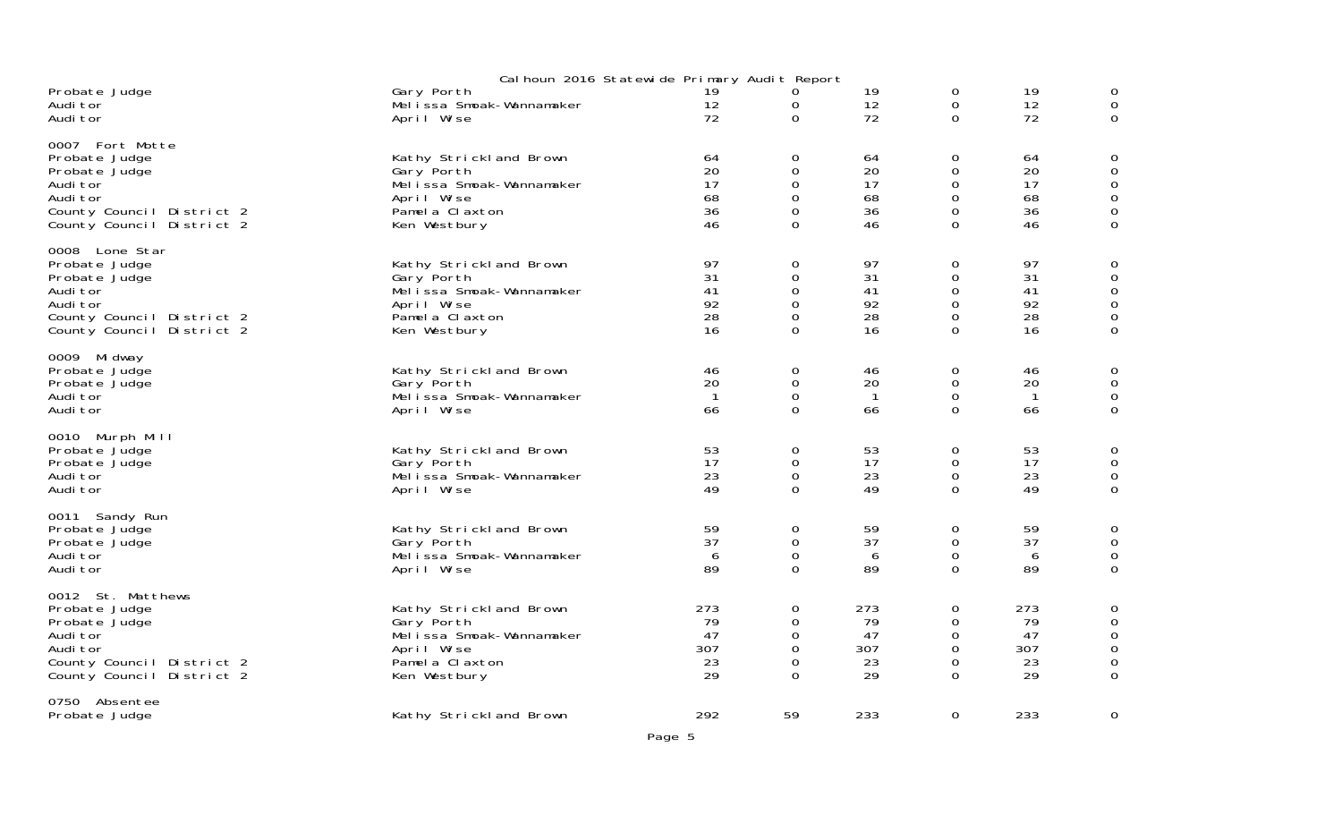Calhoun 2016 Statewide Primary Audit Report

| | | | | | | | |
|---|---|---|---|---|---|---|---|
| Probate Judge | Gary Porth | 19 | 0 | 19 | 0 | 19 | 0 |
| Auditor | Melissa Smoak-Wannamaker | 12 | 0 | 12 | 0 | 12 | 0 |
| Auditor | April Wise | 72 | 0 | 72 | 0 | 72 | 0 |
| **0007 Fort Motte** | | | | | | | |
| Probate Judge | Kathy Strickland Brown | 64 | 0 | 64 | 0 | 64 | 0 |
| Probate Judge | Gary Porth | 20 | 0 | 20 | 0 | 20 | 0 |
| Auditor | Melissa Smoak-Wannamaker | 17 | 0 | 17 | 0 | 17 | 0 |
| Auditor | April Wise | 68 | 0 | 68 | 0 | 68 | 0 |
| County Council District 2 | Pamela Claxton | 36 | 0 | 36 | 0 | 36 | 0 |
| County Council District 2 | Ken Westbury | 46 | 0 | 46 | 0 | 46 | 0 |
| **0008 Lone Star** | | | | | | | |
| Probate Judge | Kathy Strickland Brown | 97 | 0 | 97 | 0 | 97 | 0 |
| Probate Judge | Gary Porth | 31 | 0 | 31 | 0 | 31 | 0 |
| Auditor | Melissa Smoak-Wannamaker | 41 | 0 | 41 | 0 | 41 | 0 |
| Auditor | April Wise | 92 | 0 | 92 | 0 | 92 | 0 |
| County Council District 2 | Pamela Claxton | 28 | 0 | 28 | 0 | 28 | 0 |
| County Council District 2 | Ken Westbury | 16 | 0 | 16 | 0 | 16 | 0 |
| **0009 Midway** | | | | | | | |
| Probate Judge | Kathy Strickland Brown | 46 | 0 | 46 | 0 | 46 | 0 |
| Probate Judge | Gary Porth | 20 | 0 | 20 | 0 | 20 | 0 |
| Auditor | Melissa Smoak-Wannamaker | 1 | 0 | 1 | 0 | 1 | 0 |
| Auditor | April Wise | 66 | 0 | 66 | 0 | 66 | 0 |
| **0010 Murph Mill** | | | | | | | |
| Probate Judge | Kathy Strickland Brown | 53 | 0 | 53 | 0 | 53 | 0 |
| Probate Judge | Gary Porth | 17 | 0 | 17 | 0 | 17 | 0 |
| Auditor | Melissa Smoak-Wannamaker | 23 | 0 | 23 | 0 | 23 | 0 |
| Auditor | April Wise | 49 | 0 | 49 | 0 | 49 | 0 |
| **0011 Sandy Run** | | | | | | | |
| Probate Judge | Kathy Strickland Brown | 59 | 0 | 59 | 0 | 59 | 0 |
| Probate Judge | Gary Porth | 37 | 0 | 37 | 0 | 37 | 0 |
| Auditor | Melissa Smoak-Wannamaker | 6 | 0 | 6 | 0 | 6 | 0 |
| Auditor | April Wise | 89 | 0 | 89 | 0 | 89 | 0 |
| **0012 St. Matthews** | | | | | | | |
| Probate Judge | Kathy Strickland Brown | 273 | 0 | 273 | 0 | 273 | 0 |
| Probate Judge | Gary Porth | 79 | 0 | 79 | 0 | 79 | 0 |
| Auditor | Melissa Smoak-Wannamaker | 47 | 0 | 47 | 0 | 47 | 0 |
| Auditor | April Wise | 307 | 0 | 307 | 0 | 307 | 0 |
| County Council District 2 | Pamela Claxton | 23 | 0 | 23 | 0 | 23 | 0 |
| County Council District 2 | Ken Westbury | 29 | 0 | 29 | 0 | 29 | 0 |
| **0750 Absentee** | | | | | | | |
| Probate Judge | Kathy Strickland Brown | 292 | 59 | 233 | 0 | 233 | 0 |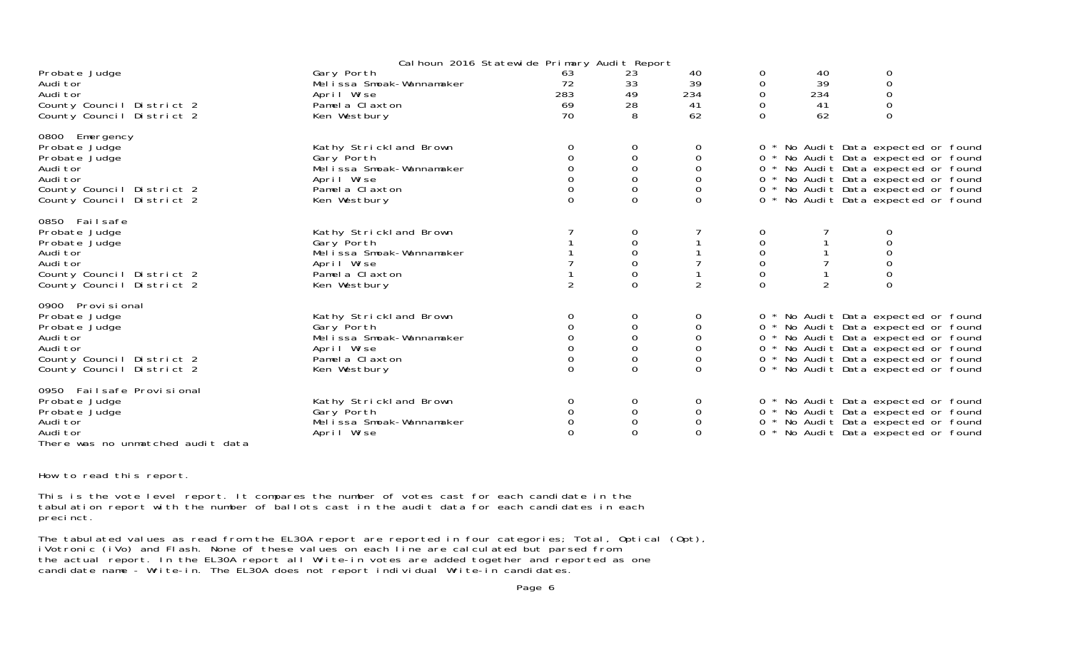Calhoun 2016 Statewide Primary Audit Report

| | | | | | | | |
|---|---|---|---|---|---|---|---|
| Probate Judge | Gary Porth | 63 | 23 | 40 | 0 | 40 | 0 |
| Auditor | Melissa Smoak-Wannamaker | 72 | 33 | 39 | 0 | 39 | 0 |
| Auditor | April Wise | 283 | 49 | 234 | 0 | 234 | 0 |
| County Council District 2 | Pamela Claxton | 69 | 28 | 41 | 0 | 41 | 0 |
| County Council District 2 | Ken Westbury | 70 | 8 | 62 | 0 | 62 | 0 |
| **0800 Emergency** | | | | | | | |
| Probate Judge | Kathy Strickland Brown | 0 | 0 | 0 | 0 * No Audit Data expected or found | | |
| Probate Judge | Gary Porth | 0 | 0 | 0 | 0 * No Audit Data expected or found | | |
| Auditor | Melissa Smoak-Wannamaker | 0 | 0 | 0 | 0 * No Audit Data expected or found | | |
| Auditor | April Wise | 0 | 0 | 0 | 0 * No Audit Data expected or found | | |
| County Council District 2 | Pamela Claxton | 0 | 0 | 0 | 0 * No Audit Data expected or found | | |
| County Council District 2 | Ken Westbury | 0 | 0 | 0 | 0 * No Audit Data expected or found | | |
| **0850 Failsafe** | | | | | | | |
| Probate Judge | Kathy Strickland Brown | 7 | 0 | 7 | 0 | 7 | 0 |
| Probate Judge | Gary Porth | 1 | 0 | 1 | 0 | 1 | 0 |
| Auditor | Melissa Smoak-Wannamaker | 1 | 0 | 1 | 0 | 1 | 0 |
| Auditor | April Wise | 7 | 0 | 7 | 0 | 7 | 0 |
| County Council District 2 | Pamela Claxton | 1 | 0 | 1 | 0 | 1 | 0 |
| County Council District 2 | Ken Westbury | 2 | 0 | 2 | 0 | 2 | 0 |
| **0900 Provisional** | | | | | | | |
| Probate Judge | Kathy Strickland Brown | 0 | 0 | 0 | 0 * No Audit Data expected or found | | |
| Probate Judge | Gary Porth | 0 | 0 | 0 | 0 * No Audit Data expected or found | | |
| Auditor | Melissa Smoak-Wannamaker | 0 | 0 | 0 | 0 * No Audit Data expected or found | | |
| Auditor | April Wise | 0 | 0 | 0 | 0 * No Audit Data expected or found | | |
| County Council District 2 | Pamela Claxton | 0 | 0 | 0 | 0 * No Audit Data expected or found | | |
| County Council District 2 | Ken Westbury | 0 | 0 | 0 | 0 * No Audit Data expected or found | | |
| **0950 Failsafe Provisional** | | | | | | | |
| Probate Judge | Kathy Strickland Brown | 0 | 0 | 0 | 0 * No Audit Data expected or found | | |
| Probate Judge | Gary Porth | 0 | 0 | 0 | 0 * No Audit Data expected or found | | |
| Auditor | Melissa Smoak-Wannamaker | 0 | 0 | 0 | 0 * No Audit Data expected or found | | |
| Auditor | April Wise | 0 | 0 | 0 | 0 * No Audit Data expected or found | | |

There was no unmatched audit data

How to read this report.

This is the vote level report. It compares the number of votes cast for each candidate in the tabulation report with the number of ballots cast in the audit data for each candidates in each precinct.

The tabulated values as read from the EL30A report are reported in four categories; Total, Optical (Opt), iVotronic (iVo) and Flash. None of these values on each line are calculated but parsed from the actual report. In the EL30A report all Write-in votes are added together and reported as one candidate name - Write-in. The EL30A does not report individual Write-in candidates.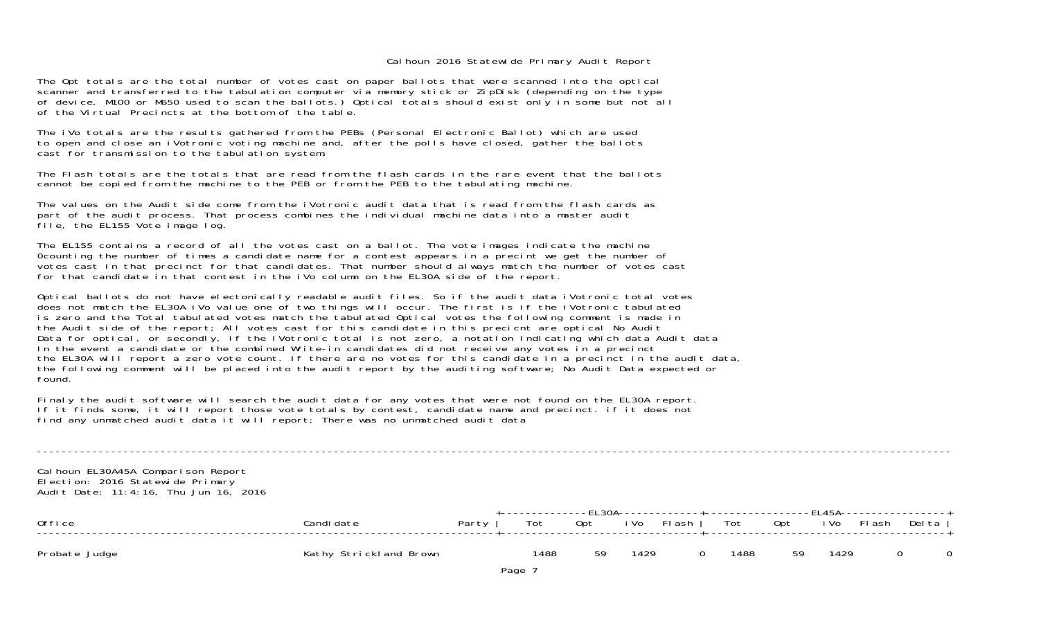Calhoun 2016 Statewide Primary Audit Report

The Opt totals are the total number of votes cast on paper ballots that were scanned into the optical scanner and transferred to the tabulation computer via memory stick or ZipDisk (depending on the type of device, M100 or M650 used to scan the ballots.) Optical totals should exist only in some but not all of the Virtual Precincts at the bottom of the table.

The iVo totals are the results gathered from the PEBs (Personal Electronic Ballot) which are used to open and close an iVotronic voting machine and, after the polls have closed, gather the ballots cast for transmission to the tabulation system.

The Flash totals are the totals that are read from the flash cards in the rare event that the ballots cannot be copied from the machine to the PEB or from the PEB to the tabulating machine.

The values on the Audit side come from the iVotronic audit data that is read from the flash cards as part of the audit process. That process combines the individual machine data into a master audit file, the EL155 Vote image log.

The EL155 contains a record of all the votes cast on a ballot. The vote images indicate the machine 0counting the number of times a candidate name for a contest appears in a precint we get the number of votes cast in that precinct for that candidates. That number should always match the number of votes cast for that candidate in that contest in the iVo column on the EL30A side of the report.

Optical ballots do not have electonically readable audit files. So if the audit data iVotronic total votes does not match the EL30A iVo value one of two things will occur. The first is if the iVotronic tabulated is zero and the Total tabulated votes match the tabulated Optical votes the following comment is made in the Audit side of the report; All votes cast for this candidate in this precicnt are optical No Audit Data for optical, or secondly, if the iVotronic total is not zero, a notation indicating which data Audit data In the event a candidate or the combined Write-in candidates did not receive any votes in a precinct the EL30A will report a zero vote count. If there are no votes for this candidate in a precinct in the audit data, the following comment will be placed into the audit report by the auditing software; No Audit Data expected or found.

Finaly the audit software will search the audit data for any votes that were not found on the EL30A report. If it finds some, it will report those vote totals by contest, candidate name and precinct. if it does not find any unmatched audit data it will report; There was no unmatched audit data

---

Calhoun EL30A45A Comparison Report
Election: 2016 Statewide Primary
Audit Date: 11:4:16, Thu Jun 16, 2016

| Office | Candidate | Party | EL30A Tot | EL30A Opt | EL30A iVo | EL30A Flash | EL45A Tot | EL45A Opt | EL45A iVo | EL45A Flash | Delta |
|---|---|---|---|---|---|---|---|---|---|---|---|
| Probate Judge | Kathy Strickland Brown | | 1488 | 59 | 1429 | 0 | 1488 | 59 | 1429 | 0 | 0 |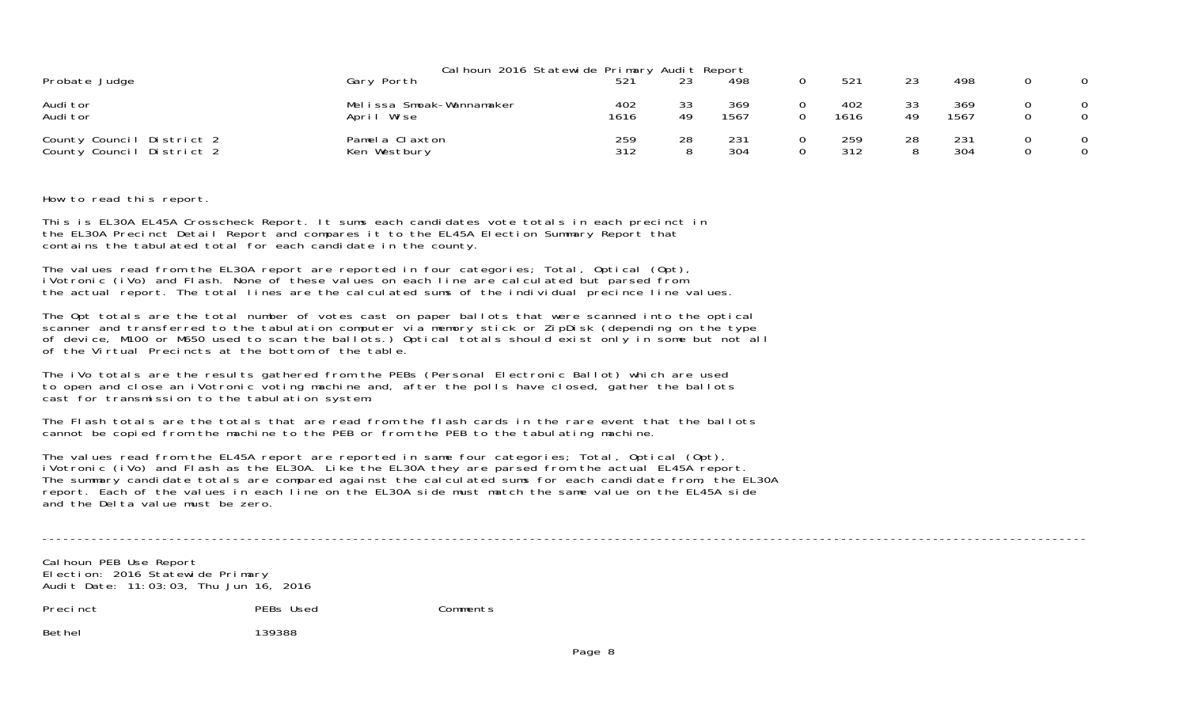Calhoun 2016 Statewide Primary Audit Report

| | | | | | | | | | | |
|---|---|---|---|---|---|---|---|---|---|---|
| Probate Judge | Gary Porth | 521 | 23 | 498 | 0 | 521 | 23 | 498 | 0 | 0 |
| Auditor | Melissa Smoak-Wannamaker | 402 | 33 | 369 | 0 | 402 | 33 | 369 | 0 | 0 |
| Auditor | April Wise | 1616 | 49 | 1567 | 0 | 1616 | 49 | 1567 | 0 | 0 |
| County Council District 2 | Pamela Claxton | 259 | 28 | 231 | 0 | 259 | 28 | 231 | 0 | 0 |
| County Council District 2 | Ken Westbury | 312 | 8 | 304 | 0 | 312 | 8 | 304 | 0 | 0 |

How to read this report.

This is EL30A EL45A Crosscheck Report. It sums each candidates vote totals in each precinct in the EL30A Precinct Detail Report and compares it to the EL45A Election Summary Report that contains the tabulated total for each candidate in the county.

The values read from the EL30A report are reported in four categories; Total, Optical (Opt), iVotronic (iVo) and Flash. None of these values on each line are calculated but parsed from the actual report. The total lines are the calculated sums of the individual precince line values.

The Opt totals are the total number of votes cast on paper ballots that were scanned into the optical scanner and transferred to the tabulation computer via memory stick or ZipDisk (depending on the type of device, M100 or M650 used to scan the ballots.) Optical totals should exist only in some but not all of the Virtual Precincts at the bottom of the table.

The iVo totals are the results gathered from the PEBs (Personal Electronic Ballot) which are used to open and close an iVotronic voting machine and, after the polls have closed, gather the ballots cast for transmission to the tabulation system.

The Flash totals are the totals that are read from the flash cards in the rare event that the ballots cannot be copied from the machine to the PEB or from the PEB to the tabulating machine.

The values read from the EL45A report are reported in same four categories; Total, Optical (Opt), iVotronic (iVo) and Flash as the EL30A. Like the EL30A they are parsed from the actual EL45A report. The summary candidate totals are compared against the calculated sums for each candidate from, the EL30A report. Each of the values in each line on the EL30A side must match the same value on the EL45A side and the Delta value must be zero.

---

Calhoun PEB Use Report
Election: 2016 Statewide Primary
Audit Date: 11:03:03, Thu Jun 16, 2016

| Precinct | PEBs Used | Comments |
|---|---|---|
| Bethel | 139388 | |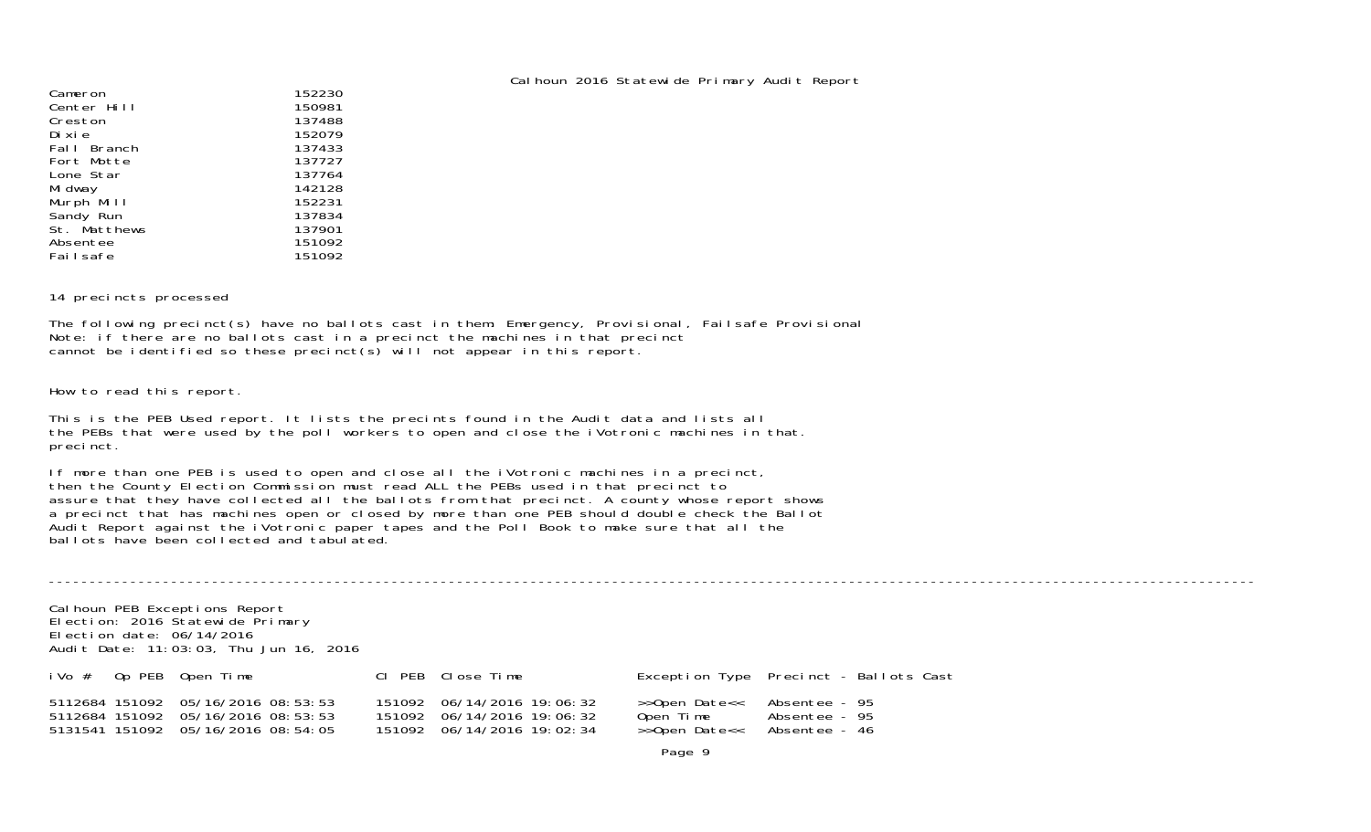Calhoun 2016 Statewide Primary Audit Report

| | |
|---|---|
| Cameron | 152230 |
| Center Hill | 150981 |
| Creston | 137488 |
| Dixie | 152079 |
| Fall Branch | 137433 |
| Fort Motte | 137727 |
| Lone Star | 137764 |
| Midway | 142128 |
| Murph Mill | 152231 |
| Sandy Run | 137834 |
| St. Matthews | 137901 |
| Absentee | 151092 |
| Failsafe | 151092 |

14 precincts processed

The following precinct(s) have no ballots cast in them: Emergency, Provisional, Failsafe Provisional
Note: if there are no ballots cast in a precinct the machines in that precinct
cannot be identified so these precinct(s) will not appear in this report.

How to read this report.

This is the PEB Used report. It lists the precints found in the Audit data and lists all
the PEBs that were used by the poll workers to open and close the iVotronic machines in that.
precinct.

If more than one PEB is used to open and close all the iVotronic machines in a precinct,
then the County Election Commission must read ALL the PEBs used in that precinct to
assure that they have collected all the ballots from that precinct. A county whose report shows
a precinct that has machines open or closed by more than one PEB should double check the Ballot
Audit Report against the iVotronic paper tapes and the Poll Book to make sure that all the
ballots have been collected and tabulated.

---

Calhoun PEB Exceptions Report
Election: 2016 Statewide Primary
Election date: 06/14/2016
Audit Date: 11:03:03, Thu Jun 16, 2016

| iVo # | Op PEB | Open Time | Cl PEB | Close Time | Exception Type | Precinct - Ballots Cast |
|---|---|---|---|---|---|---|
| 5112684 | 151092 | 05/16/2016 08:53:53 | 151092 | 06/14/2016 19:06:32 | >>Open Date<< | Absentee - 95 |
| 5112684 | 151092 | 05/16/2016 08:53:53 | 151092 | 06/14/2016 19:06:32 | Open Time | Absentee - 95 |
| 5131541 | 151092 | 05/16/2016 08:54:05 | 151092 | 06/14/2016 19:02:34 | >>Open Date<< | Absentee - 46 |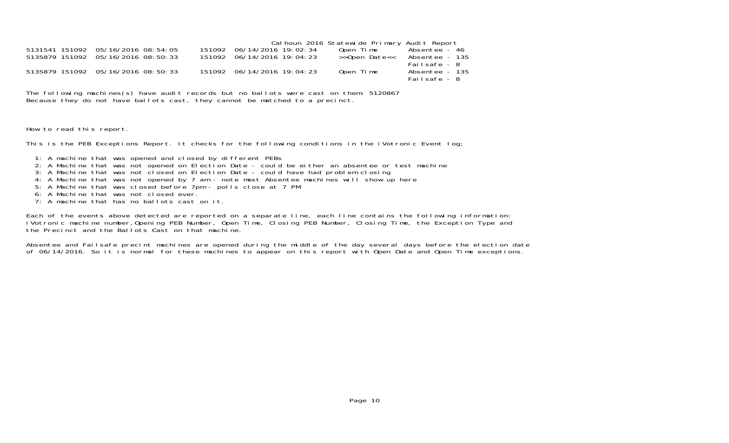Calhoun 2016 Statewide Primary Audit Report

| | | | | | | |
|---|---|---|---|---|---|---|
| 5131541 | 151092 | 05/16/2016 08:54:05 | 151092 | 06/14/2016 19:02:34 | Open Time | Absentee - 46 |
| 5135879 | 151092 | 05/16/2016 08:50:33 | 151092 | 06/14/2016 19:04:23 | >>Open Date<< | Absentee - 135<br>Failsafe - 8 |
| 5135879 | 151092 | 05/16/2016 08:50:33 | 151092 | 06/14/2016 19:04:23 | Open Time | Absentee - 135<br>Failsafe - 8 |

The following machines(s) have audit records but no ballots were cast on them: 5120867
Because they do not have ballots cast, they cannot be matched to a precinct.

How to read this report.

This is the PEB Exceptions Report. It checks for the following conditions in the iVotronic Event log;

1: A machine that was opened and closed by different PEBs
2: A Machine that was not opened on Election Date - could be either an absentee or test machine
3: A Machine that was not closed on Election Date - could have had problem closing
4: A Machine that was not opened by 7 am - note most Absentee machines will show up here
5: A Machine that was closed before 7pm - polls close at 7 PM
6: A Machine that was not closed ever.
7: A machine that has no ballots cast on it.

Each of the events above detected are reported on a separate line, each line contains the following information:
iVotronic machine number,Opening PEB Number, Open Time, Closing PEB Number, Closing Time, the Exception Type and the Precinct and the Ballots Cast on that machine.

Absentee and Failsafe precint machines are opened during the middle of the day several days before the election date of 06/14/2016. So it is normal for these machines to appear on this report with Open Date and Open Time exceptions.